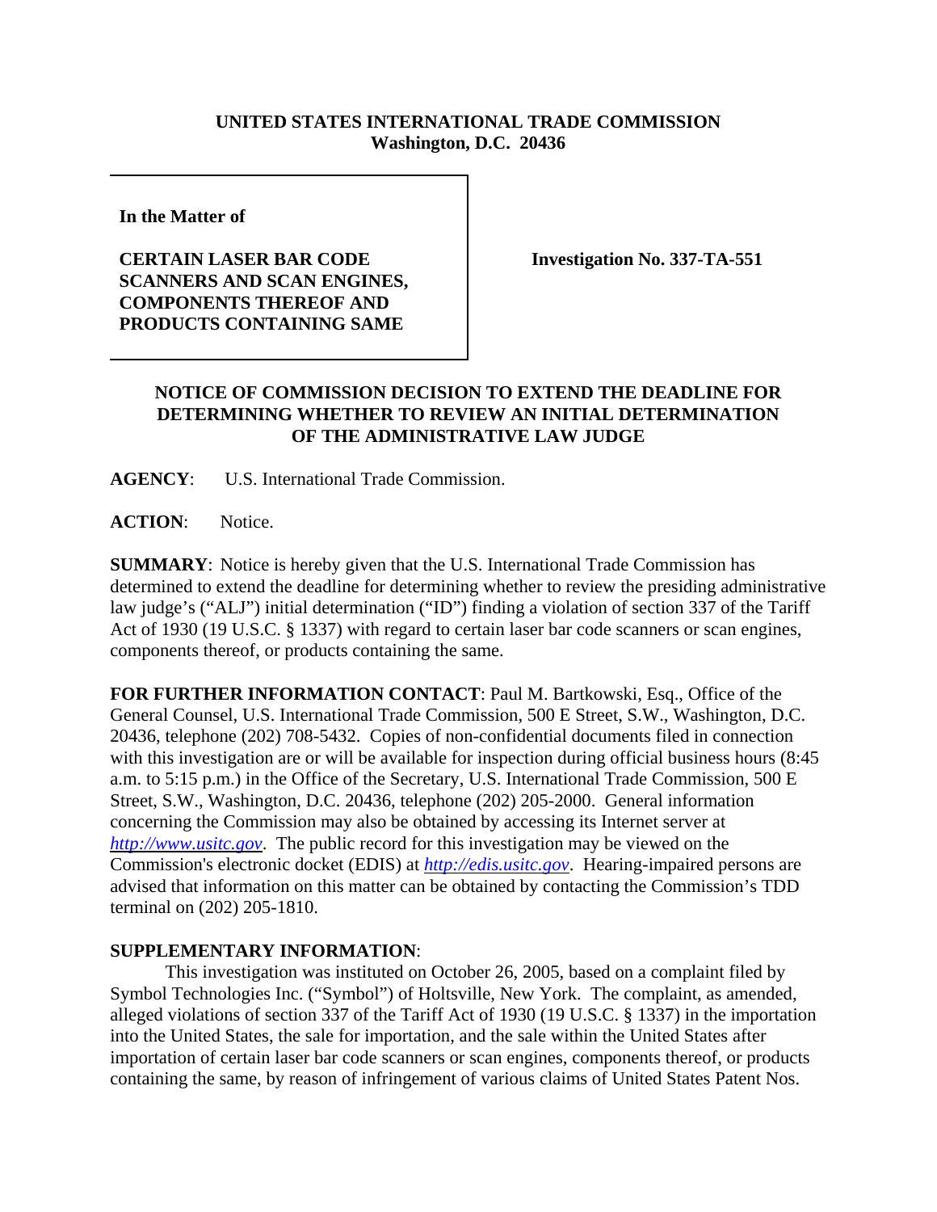**UNITED STATES INTERNATIONAL TRADE COMMISSION**
**Washington, D.C. 20436**

| | |
|---|---|
| **In the Matter of**<br><br>**CERTAIN LASER BAR CODE SCANNERS AND SCAN ENGINES, COMPONENTS THEREOF AND PRODUCTS CONTAINING SAME** | **Investigation No. 337-TA-551** |

**NOTICE OF COMMISSION DECISION TO EXTEND THE DEADLINE FOR DETERMINING WHETHER TO REVIEW AN INITIAL DETERMINATION OF THE ADMINISTRATIVE LAW JUDGE**

**AGENCY**: U.S. International Trade Commission.

**ACTION**: Notice.

**SUMMARY**: Notice is hereby given that the U.S. International Trade Commission has determined to extend the deadline for determining whether to review the presiding administrative law judge's ("ALJ") initial determination ("ID") finding a violation of section 337 of the Tariff Act of 1930 (19 U.S.C. § 1337) with regard to certain laser bar code scanners or scan engines, components thereof, or products containing the same.

**FOR FURTHER INFORMATION CONTACT**: Paul M. Bartkowski, Esq., Office of the General Counsel, U.S. International Trade Commission, 500 E Street, S.W., Washington, D.C. 20436, telephone (202) 708-5432. Copies of non-confidential documents filed in connection with this investigation are or will be available for inspection during official business hours (8:45 a.m. to 5:15 p.m.) in the Office of the Secretary, U.S. International Trade Commission, 500 E Street, S.W., Washington, D.C. 20436, telephone (202) 205-2000. General information concerning the Commission may also be obtained by accessing its Internet server at *http://www.usitc.gov*. The public record for this investigation may be viewed on the Commission's electronic docket (EDIS) at *http://edis.usitc.gov*. Hearing-impaired persons are advised that information on this matter can be obtained by contacting the Commission's TDD terminal on (202) 205-1810.

**SUPPLEMENTARY INFORMATION**:

This investigation was instituted on October 26, 2005, based on a complaint filed by Symbol Technologies Inc. ("Symbol") of Holtsville, New York. The complaint, as amended, alleged violations of section 337 of the Tariff Act of 1930 (19 U.S.C. § 1337) in the importation into the United States, the sale for importation, and the sale within the United States after importation of certain laser bar code scanners or scan engines, components thereof, or products containing the same, by reason of infringement of various claims of United States Patent Nos.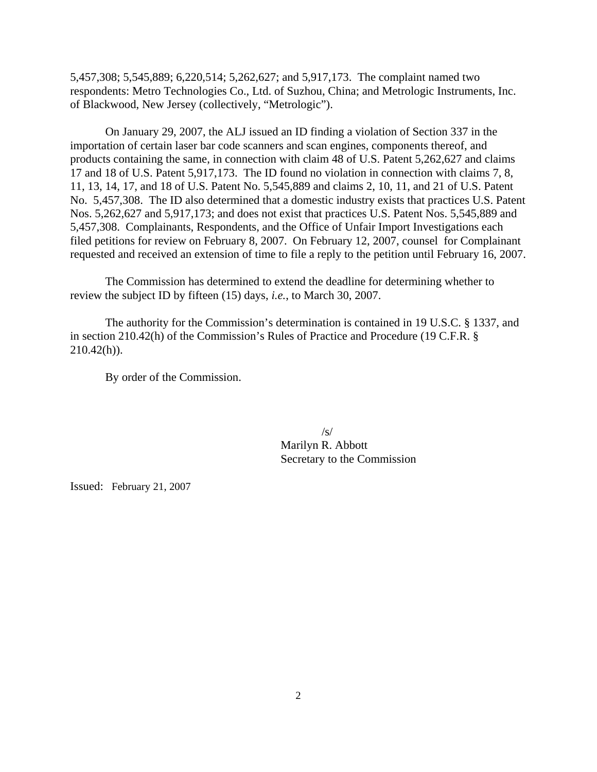5,457,308; 5,545,889; 6,220,514; 5,262,627; and 5,917,173. The complaint named two respondents: Metro Technologies Co., Ltd. of Suzhou, China; and Metrologic Instruments, Inc. of Blackwood, New Jersey (collectively, "Metrologic").

On January 29, 2007, the ALJ issued an ID finding a violation of Section 337 in the importation of certain laser bar code scanners and scan engines, components thereof, and products containing the same, in connection with claim 48 of U.S. Patent 5,262,627 and claims 17 and 18 of U.S. Patent 5,917,173. The ID found no violation in connection with claims 7, 8, 11, 13, 14, 17, and 18 of U.S. Patent No. 5,545,889 and claims 2, 10, 11, and 21 of U.S. Patent No. 5,457,308. The ID also determined that a domestic industry exists that practices U.S. Patent Nos. 5,262,627 and 5,917,173; and does not exist that practices U.S. Patent Nos. 5,545,889 and 5,457,308. Complainants, Respondents, and the Office of Unfair Import Investigations each filed petitions for review on February 8, 2007. On February 12, 2007, counsel for Complainant requested and received an extension of time to file a reply to the petition until February 16, 2007.

The Commission has determined to extend the deadline for determining whether to review the subject ID by fifteen (15) days, *i.e.*, to March 30, 2007.

The authority for the Commission's determination is contained in 19 U.S.C. § 1337, and in section 210.42(h) of the Commission's Rules of Practice and Procedure (19 C.F.R. § 210.42(h)).

By order of the Commission.

/s/
Marilyn R. Abbott
Secretary to the Commission

Issued: February 21, 2007